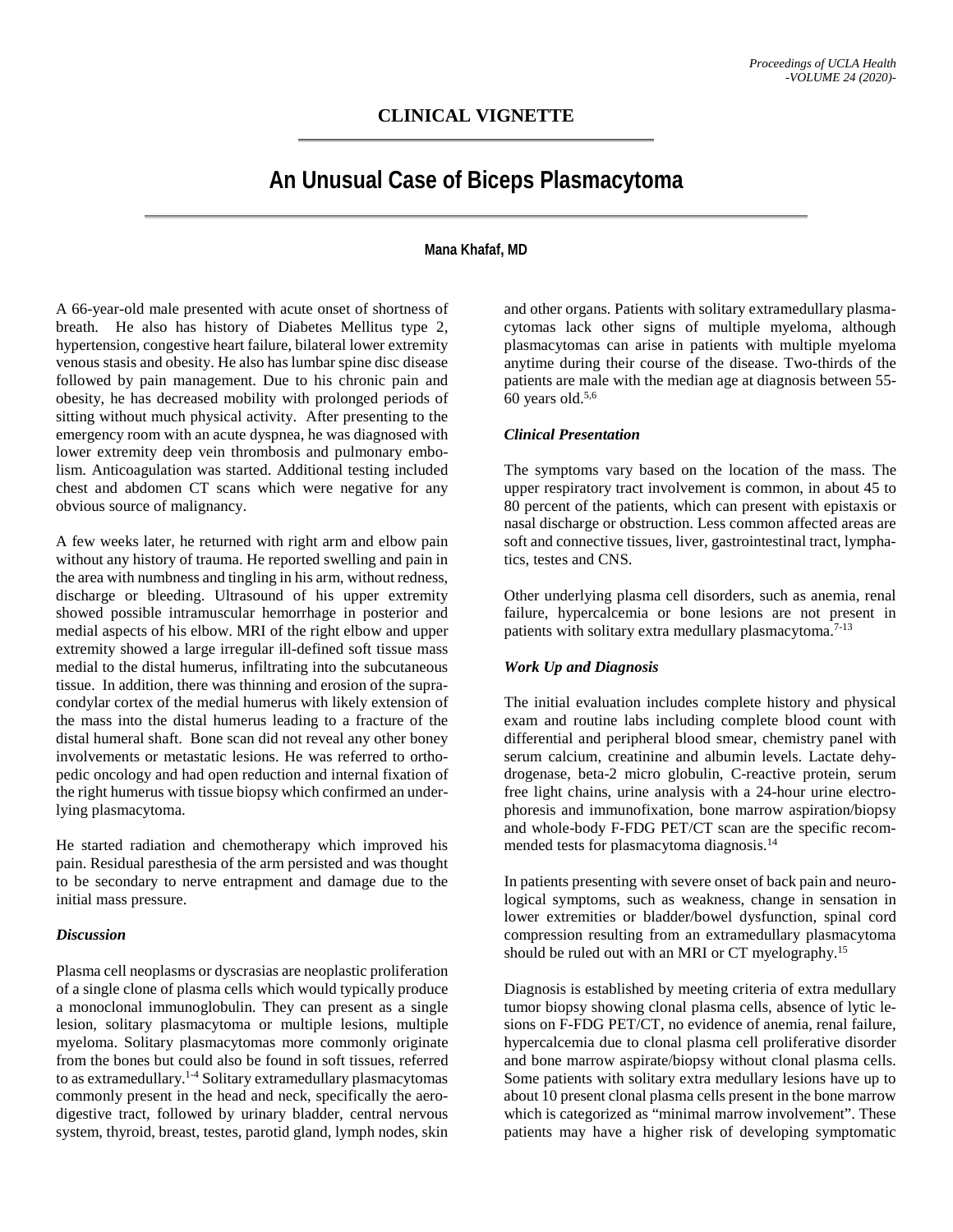## CLINICAL VIGNETTE

# An Unusual Case of Biceps Plasmacytoma

**Mana Khafaf, MD**

A 66-year-old male presented with acute onset of shortness of breath. He also has history of Diabetes Mellitus type 2, hypertension, congestive heart failure, bilateral lower extremity venous stasis and obesity. He also has lumbar spine disc disease followed by pain management. Due to his chronic pain and obesity, he has decreased mobility with prolonged periods of sitting without much physical activity. After presenting to the emergency room with an acute dyspnea, he was diagnosed with lower extremity deep vein thrombosis and pulmonary embolism. Anticoagulation was started. Additional testing included chest and abdomen CT scans which were negative for any obvious source of malignancy.

A few weeks later, he returned with right arm and elbow pain without any history of trauma. He reported swelling and pain in the area with numbness and tingling in his arm, without redness, discharge or bleeding. Ultrasound of his upper extremity showed possible intramuscular hemorrhage in posterior and medial aspects of his elbow. MRI of the right elbow and upper extremity showed a large irregular ill-defined soft tissue mass medial to the distal humerus, infiltrating into the subcutaneous tissue. In addition, there was thinning and erosion of the supracondylar cortex of the medial humerus with likely extension of the mass into the distal humerus leading to a fracture of the distal humeral shaft. Bone scan did not reveal any other boney involvements or metastatic lesions. He was referred to orthopedic oncology and had open reduction and internal fixation of the right humerus with tissue biopsy which confirmed an underlying plasmacytoma.

He started radiation and chemotherapy which improved his pain. Residual paresthesia of the arm persisted and was thought to be secondary to nerve entrapment and damage due to the initial mass pressure.

### *Discussion*

Plasma cell neoplasms or dyscrasias are neoplastic proliferation of a single clone of plasma cells which would typically produce a monoclonal immunoglobulin. They can present as a single lesion, solitary plasmacytoma or multiple lesions, multiple myeloma. Solitary plasmacytomas more commonly originate from the bones but could also be found in soft tissues, referred to as extramedullary.[1-4] Solitary extramedullary plasmacytomas commonly present in the head and neck, specifically the aerodigestive tract, followed by urinary bladder, central nervous system, thyroid, breast, testes, parotid gland, lymph nodes, skin and other organs. Patients with solitary extramedullary plasmacytomas lack other signs of multiple myeloma, although plasmacytomas can arise in patients with multiple myeloma anytime during their course of the disease. Two-thirds of the patients are male with the median age at diagnosis between 55-60 years old.[5,6]

### *Clinical Presentation*

The symptoms vary based on the location of the mass. The upper respiratory tract involvement is common, in about 45 to 80 percent of the patients, which can present with epistaxis or nasal discharge or obstruction. Less common affected areas are soft and connective tissues, liver, gastrointestinal tract, lymphatics, testes and CNS.

Other underlying plasma cell disorders, such as anemia, renal failure, hypercalcemia or bone lesions are not present in patients with solitary extra medullary plasmacytoma.[7-13]

### *Work Up and Diagnosis*

The initial evaluation includes complete history and physical exam and routine labs including complete blood count with differential and peripheral blood smear, chemistry panel with serum calcium, creatinine and albumin levels. Lactate dehydrogenase, beta-2 micro globulin, C-reactive protein, serum free light chains, urine analysis with a 24-hour urine electrophoresis and immunofixation, bone marrow aspiration/biopsy and whole-body F-FDG PET/CT scan are the specific recommended tests for plasmacytoma diagnosis.[14]

In patients presenting with severe onset of back pain and neurological symptoms, such as weakness, change in sensation in lower extremities or bladder/bowel dysfunction, spinal cord compression resulting from an extramedullary plasmacytoma should be ruled out with an MRI or CT myelography.[15]

Diagnosis is established by meeting criteria of extra medullary tumor biopsy showing clonal plasma cells, absence of lytic lesions on F-FDG PET/CT, no evidence of anemia, renal failure, hypercalcemia due to clonal plasma cell proliferative disorder and bone marrow aspirate/biopsy without clonal plasma cells. Some patients with solitary extra medullary lesions have up to about 10 present clonal plasma cells present in the bone marrow which is categorized as "minimal marrow involvement". These patients may have a higher risk of developing symptomatic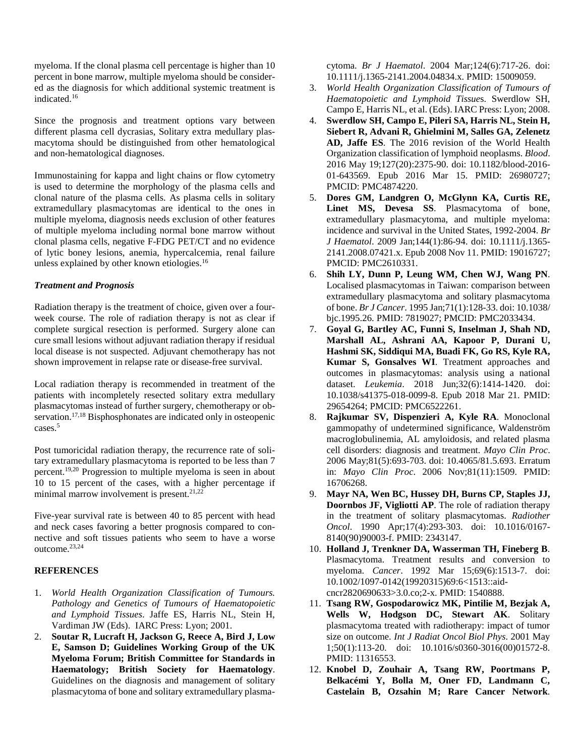myeloma. If the clonal plasma cell percentage is higher than 10 percent in bone marrow, multiple myeloma should be considered as the diagnosis for which additional systemic treatment is indicated.[16]

Since the prognosis and treatment options vary between different plasma cell dycrasias, Solitary extra medullary plasmacytoma should be distinguished from other hematological and non-hematological diagnoses.

Immunostaining for kappa and light chains or flow cytometry is used to determine the morphology of the plasma cells and clonal nature of the plasma cells. As plasma cells in solitary extramedullary plasmacytomas are identical to the ones in multiple myeloma, diagnosis needs exclusion of other features of multiple myeloma including normal bone marrow without clonal plasma cells, negative F-FDG PET/CT and no evidence of lytic boney lesions, anemia, hypercalcemia, renal failure unless explained by other known etiologies.[16]

### *Treatment and Prognosis*

Radiation therapy is the treatment of choice, given over a four-week course. The role of radiation therapy is not as clear if complete surgical resection is performed. Surgery alone can cure small lesions without adjuvant radiation therapy if residual local disease is not suspected. Adjuvant chemotherapy has not shown improvement in relapse rate or disease-free survival.

Local radiation therapy is recommended in treatment of the patients with incompletely resected solitary extra medullary plasmacytomas instead of further surgery, chemotherapy or observation.[17,18] Bisphosphonates are indicated only in osteopenic cases.[5]

Post tumoricidal radiation therapy, the recurrence rate of solitary extramedullary plasmacytoma is reported to be less than 7 percent.[19,20] Progression to multiple myeloma is seen in about 10 to 15 percent of the cases, with a higher percentage if minimal marrow involvement is present.[21,22]

Five-year survival rate is between 40 to 85 percent with head and neck cases favoring a better prognosis compared to connective and soft tissues patients who seem to have a worse outcome.[23,24]

## REFERENCES

1. *World Health Organization Classification of Tumours. Pathology and Genetics of Tumours of Haematopoietic and Lymphoid Tissues*. Jaffe ES, Harris NL, Stein H, Vardiman JW (Eds). IARC Press: Lyon; 2001.
2. **Soutar R, Lucraft H, Jackson G, Reece A, Bird J, Low E, Samson D; Guidelines Working Group of the UK Myeloma Forum; British Committee for Standards in Haematology; British Society for Haematology**. Guidelines on the diagnosis and management of solitary plasmacytoma of bone and solitary extramedullary plasmacytoma. *Br J Haematol*. 2004 Mar;124(6):717-26. doi: 10.1111/j.1365-2141.2004.04834.x. PMID: 15009059.
3. *World Health Organization Classification of Tumours of Haematopoietic and Lymphoid Tissue*s. Swerdlow SH, Campo E, Harris NL, et al. (Eds). IARC Press: Lyon; 2008.
4. **Swerdlow SH, Campo E, Pileri SA, Harris NL, Stein H, Siebert R, Advani R, Ghielmini M, Salles GA, Zelenetz AD, Jaffe ES**. The 2016 revision of the World Health Organization classification of lymphoid neoplasms. *Blood*. 2016 May 19;127(20):2375-90. doi: 10.1182/blood-2016-01-643569. Epub 2016 Mar 15. PMID: 26980727; PMCID: PMC4874220.
5. **Dores GM, Landgren O, McGlynn KA, Curtis RE, Linet MS, Devesa SS**. Plasmacytoma of bone, extramedullary plasmacytoma, and multiple myeloma: incidence and survival in the United States, 1992-2004. *Br J Haematol*. 2009 Jan;144(1):86-94. doi: 10.1111/j.1365-2141.2008.07421.x. Epub 2008 Nov 11. PMID: 19016727; PMCID: PMC2610331.
6. **Shih LY, Dunn P, Leung WM, Chen WJ, Wang PN**. Localised plasmacytomas in Taiwan: comparison between extramedullary plasmacytoma and solitary plasmacytoma of bone. *Br J Cancer*. 1995 Jan;71(1):128-33. doi: 10.1038/bjc.1995.26. PMID: 7819027; PMCID: PMC2033434.
7. **Goyal G, Bartley AC, Funni S, Inselman J, Shah ND, Marshall AL, Ashrani AA, Kapoor P, Durani U, Hashmi SK, Siddiqui MA, Buadi FK, Go RS, Kyle RA, Kumar S, Gonsalves WI**. Treatment approaches and outcomes in plasmacytomas: analysis using a national dataset. *Leukemia*. 2018 Jun;32(6):1414-1420. doi: 10.1038/s41375-018-0099-8. Epub 2018 Mar 21. PMID: 29654264; PMCID: PMC6522261.
8. **Rajkumar SV, Dispenzieri A, Kyle RA**. Monoclonal gammopathy of undetermined significance, Waldenström macroglobulinemia, AL amyloidosis, and related plasma cell disorders: diagnosis and treatment. *Mayo Clin Proc*. 2006 May;81(5):693-703. doi: 10.4065/81.5.693. Erratum in: *Mayo Clin Proc*. 2006 Nov;81(11):1509. PMID: 16706268.
9. **Mayr NA, Wen BC, Hussey DH, Burns CP, Staples JJ, Doornbos JF, Vigliotti AP**. The role of radiation therapy in the treatment of solitary plasmacytomas. *Radiother Oncol*. 1990 Apr;17(4):293-303. doi: 10.1016/0167-8140(90)90003-f. PMID: 2343147.
10. **Holland J, Trenkner DA, Wasserman TH, Fineberg B**. Plasmacytoma. Treatment results and conversion to myeloma. *Cancer*. 1992 Mar 15;69(6):1513-7. doi: 10.1002/1097-0142(19920315)69:6<1513::aid-cncr2820690633>3.0.co;2-x. PMID: 1540888.
11. **Tsang RW, Gospodarowicz MK, Pintilie M, Bezjak A, Wells W, Hodgson DC, Stewart AK**. Solitary plasmacytoma treated with radiotherapy: impact of tumor size on outcome. *Int J Radiat Oncol Biol Phys*. 2001 May 1;50(1):113-20. doi: 10.1016/s0360-3016(00)01572-8. PMID: 11316553.
12. **Knobel D, Zouhair A, Tsang RW, Poortmans P, Belkacémi Y, Bolla M, Oner FD, Landmann C, Castelain B, Ozsahin M; Rare Cancer Network**.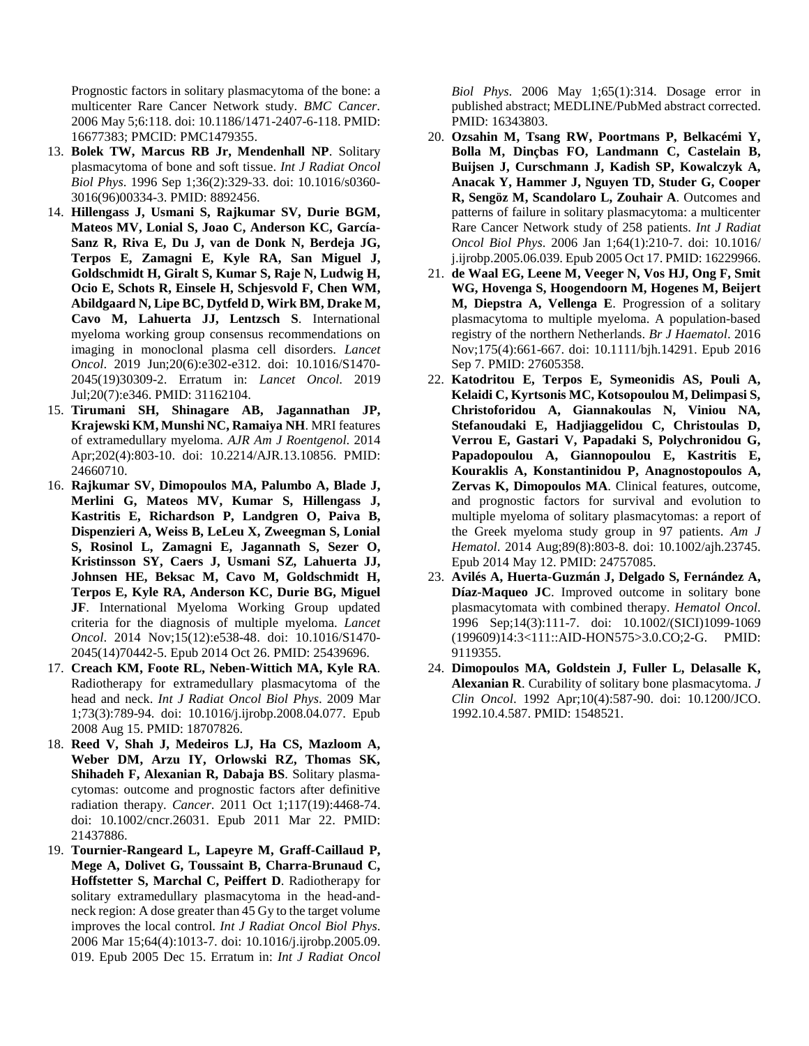Prognostic factors in solitary plasmacytoma of the bone: a multicenter Rare Cancer Network study. *BMC Cancer*. 2006 May 5;6:118. doi: 10.1186/1471-2407-6-118. PMID: 16677383; PMCID: PMC1479355.

13. **Bolek TW, Marcus RB Jr, Mendenhall NP**. Solitary plasmacytoma of bone and soft tissue. *Int J Radiat Oncol Biol Phys*. 1996 Sep 1;36(2):329-33. doi: 10.1016/s0360-3016(96)00334-3. PMID: 8892456.
14. **Hillengass J, Usmani S, Rajkumar SV, Durie BGM, Mateos MV, Lonial S, Joao C, Anderson KC, García-Sanz R, Riva E, Du J, van de Donk N, Berdeja JG, Terpos E, Zamagni E, Kyle RA, San Miguel J, Goldschmidt H, Giralt S, Kumar S, Raje N, Ludwig H, Ocio E, Schots R, Einsele H, Schjesvold F, Chen WM, Abildgaard N, Lipe BC, Dytfeld D, Wirk BM, Drake M, Cavo M, Lahuerta JJ, Lentzsch S**. International myeloma working group consensus recommendations on imaging in monoclonal plasma cell disorders. *Lancet Oncol*. 2019 Jun;20(6):e302-e312. doi: 10.1016/S1470-2045(19)30309-2. Erratum in: *Lancet Oncol*. 2019 Jul;20(7):e346. PMID: 31162104.
15. **Tirumani SH, Shinagare AB, Jagannathan JP, Krajewski KM, Munshi NC, Ramaiya NH**. MRI features of extramedullary myeloma. *AJR Am J Roentgenol*. 2014 Apr;202(4):803-10. doi: 10.2214/AJR.13.10856. PMID: 24660710.
16. **Rajkumar SV, Dimopoulos MA, Palumbo A, Blade J, Merlini G, Mateos MV, Kumar S, Hillengass J, Kastritis E, Richardson P, Landgren O, Paiva B, Dispenzieri A, Weiss B, LeLeu X, Zweegman S, Lonial S, Rosinol L, Zamagni E, Jagannath S, Sezer O, Kristinsson SY, Caers J, Usmani SZ, Lahuerta JJ, Johnsen HE, Beksac M, Cavo M, Goldschmidt H, Terpos E, Kyle RA, Anderson KC, Durie BG, Miguel JF**. International Myeloma Working Group updated criteria for the diagnosis of multiple myeloma. *Lancet Oncol*. 2014 Nov;15(12):e538-48. doi: 10.1016/S1470-2045(14)70442-5. Epub 2014 Oct 26. PMID: 25439696.
17. **Creach KM, Foote RL, Neben-Wittich MA, Kyle RA**. Radiotherapy for extramedullary plasmacytoma of the head and neck. *Int J Radiat Oncol Biol Phys*. 2009 Mar 1;73(3):789-94. doi: 10.1016/j.ijrobp.2008.04.077. Epub 2008 Aug 15. PMID: 18707826.
18. **Reed V, Shah J, Medeiros LJ, Ha CS, Mazloom A, Weber DM, Arzu IY, Orlowski RZ, Thomas SK, Shihadeh F, Alexanian R, Dabaja BS**. Solitary plasmacytomas: outcome and prognostic factors after definitive radiation therapy. *Cancer*. 2011 Oct 1;117(19):4468-74. doi: 10.1002/cncr.26031. Epub 2011 Mar 22. PMID: 21437886.
19. **Tournier-Rangeard L, Lapeyre M, Graff-Caillaud P, Mege A, Dolivet G, Toussaint B, Charra-Brunaud C, Hoffstetter S, Marchal C, Peiffert D**. Radiotherapy for solitary extramedullary plasmacytoma in the head-and-neck region: A dose greater than 45 Gy to the target volume improves the local control. *Int J Radiat Oncol Biol Phys*. 2006 Mar 15;64(4):1013-7. doi: 10.1016/j.ijrobp.2005.09.019. Epub 2005 Dec 15. Erratum in: *Int J Radiat Oncol Biol Phys*. 2006 May 1;65(1):314. Dosage error in published abstract; MEDLINE/PubMed abstract corrected. PMID: 16343803.
20. **Ozsahin M, Tsang RW, Poortmans P, Belkacémi Y, Bolla M, Dinçbas FO, Landmann C, Castelain B, Buijsen J, Curschmann J, Kadish SP, Kowalczyk A, Anacak Y, Hammer J, Nguyen TD, Studer G, Cooper R, Sengöz M, Scandolaro L, Zouhair A**. Outcomes and patterns of failure in solitary plasmacytoma: a multicenter Rare Cancer Network study of 258 patients. *Int J Radiat Oncol Biol Phys*. 2006 Jan 1;64(1):210-7. doi: 10.1016/j.ijrobp.2005.06.039. Epub 2005 Oct 17. PMID: 16229966.
21. **de Waal EG, Leene M, Veeger N, Vos HJ, Ong F, Smit WG, Hovenga S, Hoogendoorn M, Hogenes M, Beijert M, Diepstra A, Vellenga E**. Progression of a solitary plasmacytoma to multiple myeloma. A population-based registry of the northern Netherlands. *Br J Haematol*. 2016 Nov;175(4):661-667. doi: 10.1111/bjh.14291. Epub 2016 Sep 7. PMID: 27605358.
22. **Katodritou E, Terpos E, Symeonidis AS, Pouli A, Kelaidi C, Kyrtsonis MC, Kotsopoulou M, Delimpasi S, Christoforidou A, Giannakoulas N, Viniou NA, Stefanoudaki E, Hadjiaggelidou C, Christoulas D, Verrou E, Gastari V, Papadaki S, Polychronidou G, Papadopoulou A, Giannopoulou E, Kastritis E, Kouraklis A, Konstantinidou P, Anagnostopoulos A, Zervas K, Dimopoulos MA**. Clinical features, outcome, and prognostic factors for survival and evolution to multiple myeloma of solitary plasmacytomas: a report of the Greek myeloma study group in 97 patients. *Am J Hematol*. 2014 Aug;89(8):803-8. doi: 10.1002/ajh.23745. Epub 2014 May 12. PMID: 24757085.
23. **Avilés A, Huerta-Guzmán J, Delgado S, Fernández A, Díaz-Maqueo JC**. Improved outcome in solitary bone plasmacytomata with combined therapy. *Hematol Oncol*. 1996 Sep;14(3):111-7. doi: 10.1002/(SICI)1099-1069(199609)14:3<111::AID-HON575>3.0.CO;2-G. PMID: 9119355.
24. **Dimopoulos MA, Goldstein J, Fuller L, Delasalle K, Alexanian R**. Curability of solitary bone plasmacytoma. *J Clin Oncol*. 1992 Apr;10(4):587-90. doi: 10.1200/JCO.1992.10.4.587. PMID: 1548521.